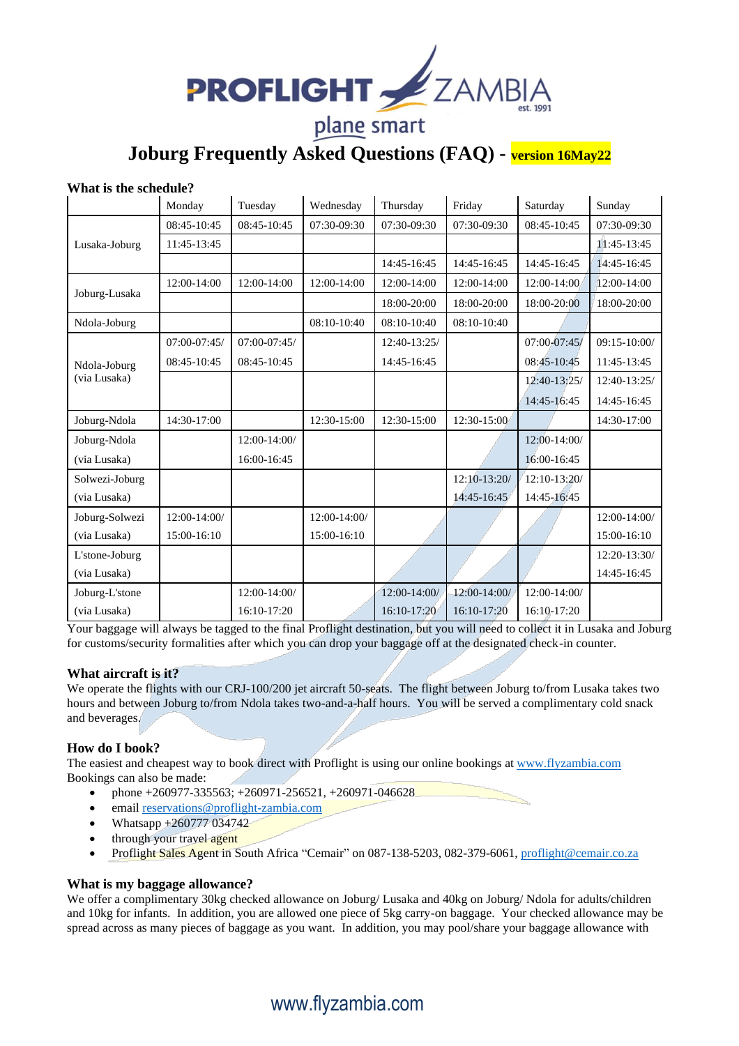# Joburg Frequently Asked Questions (FAQ) - version 16May22

### What is the schedule?

| | Monday | Tuesday | Wednesday | Thursday | Friday | Saturday | Sunday |
|---|---|---|---|---|---|---|---|
| Lusaka-Joburg | 08:45-10:45 | 08:45-10:45 | 07:30-09:30 | 07:30-09:30 | 07:30-09:30 | 08:45-10:45 | 07:30-09:30 |
| | 11:45-13:45 | | | | | | 11:45-13:45 |
| | | | | 14:45-16:45 | 14:45-16:45 | 14:45-16:45 | 14:45-16:45 |
| Joburg-Lusaka | 12:00-14:00 | 12:00-14:00 | 12:00-14:00 | 12:00-14:00 | 12:00-14:00 | 12:00-14:00 | 12:00-14:00 |
| | | | | 18:00-20:00 | 18:00-20:00 | 18:00-20:00 | 18:00-20:00 |
| Ndola-Joburg | | | 08:10-10:40 | 08:10-10:40 | 08:10-10:40 | | |
| Ndola-Joburg (via Lusaka) | 07:00-07:45/ 08:45-10:45 | 07:00-07:45/ 08:45-10:45 | | 12:40-13:25/ 14:45-16:45 | | 07:00-07:45/ 08:45-10:45 | 09:15-10:00/ 11:45-13:45 |
| | | | | | | 12:40-13:25/ 14:45-16:45 | 12:40-13:25/ 14:45-16:45 |
| Joburg-Ndola | 14:30-17:00 | | 12:30-15:00 | 12:30-15:00 | 12:30-15:00 | | 14:30-17:00 |
| Joburg-Ndola (via Lusaka) | | 12:00-14:00/ 16:00-16:45 | | | | 12:00-14:00/ 16:00-16:45 | |
| Solwezi-Joburg (via Lusaka) | | | | | 12:10-13:20/ 14:45-16:45 | 12:10-13:20/ 14:45-16:45 | |
| Joburg-Solwezi (via Lusaka) | 12:00-14:00/ 15:00-16:10 | | 12:00-14:00/ 15:00-16:10 | | | | 12:00-14:00/ 15:00-16:10 |
| L'stone-Joburg (via Lusaka) | | | | | | | 12:20-13:30/ 14:45-16:45 |
| Joburg-L'stone (via Lusaka) | | 12:00-14:00/ 16:10-17:20 | | 12:00-14:00/ 16:10-17:20 | 12:00-14:00/ 16:10-17:20 | 12:00-14:00/ 16:10-17:20 | |

Your baggage will always be tagged to the final Proflight destination, but you will need to collect it in Lusaka and Joburg for customs/security formalities after which you can drop your baggage off at the designated check-in counter.

### What aircraft is it?

We operate the flights with our CRJ-100/200 jet aircraft 50-seats. The flight between Joburg to/from Lusaka takes two hours and between Joburg to/from Ndola takes two-and-a-half hours. You will be served a complimentary cold snack and beverages.

### How do I book?

The easiest and cheapest way to book direct with Proflight is using our online bookings at www.flyzambia.com
Bookings can also be made:

- phone +260977-335563; +260971-256521, +260971-046628
- email reservations@proflight-zambia.com
- Whatsapp +260777 034742
- through your travel agent
- Proflight Sales Agent in South Africa "Cemair" on 087-138-5203, 082-379-6061, proflight@cemair.co.za

### What is my baggage allowance?

We offer a complimentary 30kg checked allowance on Joburg/ Lusaka and 40kg on Joburg/ Ndola for adults/children and 10kg for infants. In addition, you are allowed one piece of 5kg carry-on baggage. Your checked allowance may be spread across as many pieces of baggage as you want. In addition, you may pool/share your baggage allowance with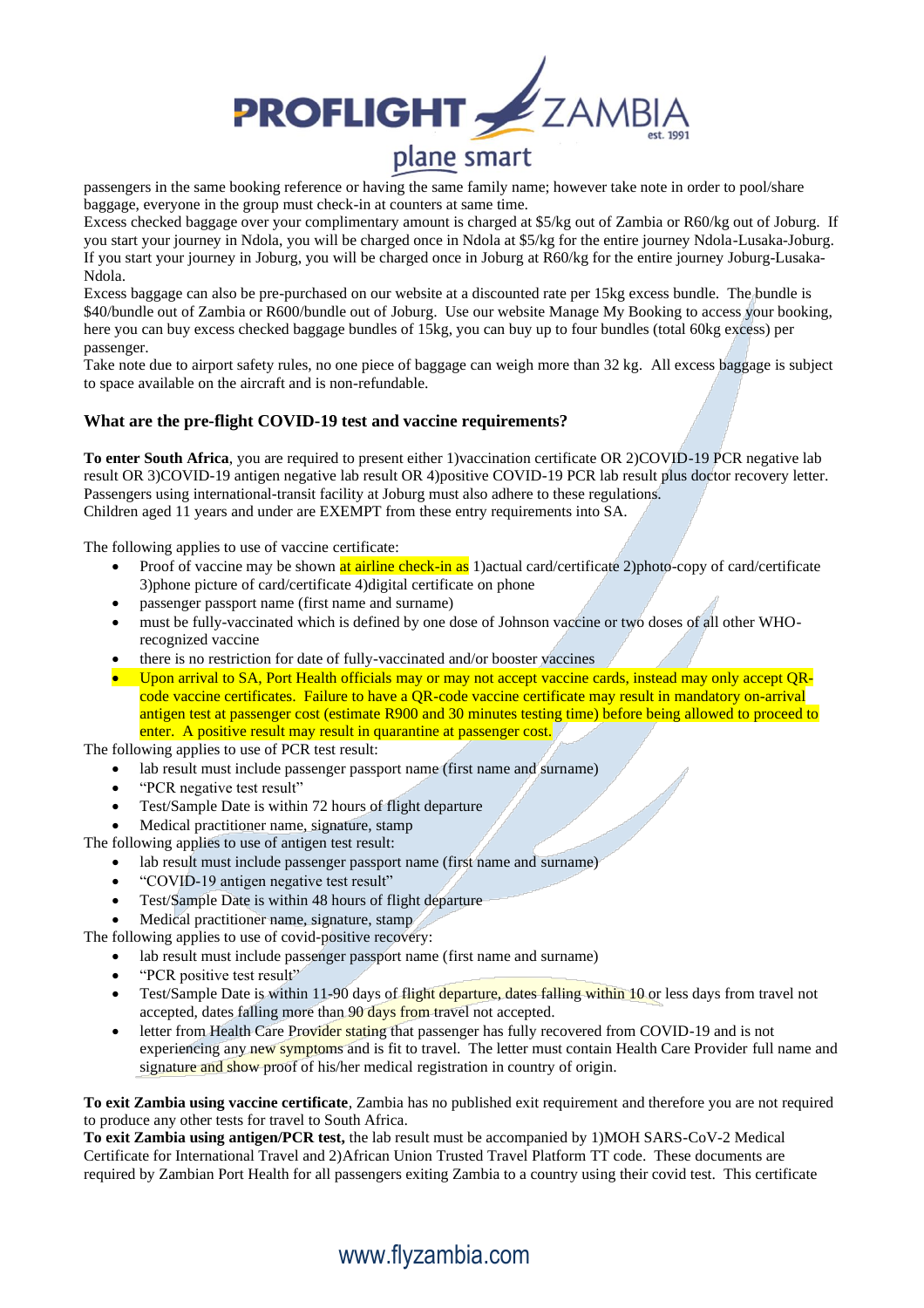passengers in the same booking reference or having the same family name; however take note in order to pool/share baggage, everyone in the group must check-in at counters at same time.
Excess checked baggage over your complimentary amount is charged at $5/kg out of Zambia or R60/kg out of Joburg. If you start your journey in Ndola, you will be charged once in Ndola at $5/kg for the entire journey Ndola-Lusaka-Joburg. If you start your journey in Joburg, you will be charged once in Joburg at R60/kg for the entire journey Joburg-Lusaka-Ndola.
Excess baggage can also be pre-purchased on our website at a discounted rate per 15kg excess bundle. The bundle is $40/bundle out of Zambia or R600/bundle out of Joburg. Use our website Manage My Booking to access your booking, here you can buy excess checked baggage bundles of 15kg, you can buy up to four bundles (total 60kg excess) per passenger.
Take note due to airport safety rules, no one piece of baggage can weigh more than 32 kg. All excess baggage is subject to space available on the aircraft and is non-refundable.

### What are the pre-flight COVID-19 test and vaccine requirements?

**To enter South Africa**, you are required to present either 1)vaccination certificate OR 2)COVID-19 PCR negative lab result OR 3)COVID-19 antigen negative lab result OR 4)positive COVID-19 PCR lab result plus doctor recovery letter. Passengers using international-transit facility at Joburg must also adhere to these regulations.
Children aged 11 years and under are EXEMPT from these entry requirements into SA.

The following applies to use of vaccine certificate:

- Proof of vaccine may be shown at airline check-in as 1)actual card/certificate 2)photo-copy of card/certificate 3)phone picture of card/certificate 4)digital certificate on phone
- passenger passport name (first name and surname)
- must be fully-vaccinated which is defined by one dose of Johnson vaccine or two doses of all other WHO-recognized vaccine
- there is no restriction for date of fully-vaccinated and/or booster vaccines
- Upon arrival to SA, Port Health officials may or may not accept vaccine cards, instead may only accept QR-code vaccine certificates. Failure to have a QR-code vaccine certificate may result in mandatory on-arrival antigen test at passenger cost (estimate R900 and 30 minutes testing time) before being allowed to proceed to enter. A positive result may result in quarantine at passenger cost.

The following applies to use of PCR test result:

- lab result must include passenger passport name (first name and surname)
- "PCR negative test result"
- Test/Sample Date is within 72 hours of flight departure
- Medical practitioner name, signature, stamp

The following applies to use of antigen test result:

- lab result must include passenger passport name (first name and surname)
- "COVID-19 antigen negative test result"
- Test/Sample Date is within 48 hours of flight departure
- Medical practitioner name, signature, stamp

The following applies to use of covid-positive recovery:

- lab result must include passenger passport name (first name and surname)
- "PCR positive test result"
- Test/Sample Date is within 11-90 days of flight departure, dates falling within 10 or less days from travel not accepted, dates falling more than 90 days from travel not accepted.
- letter from Health Care Provider stating that passenger has fully recovered from COVID-19 and is not experiencing any new symptoms and is fit to travel. The letter must contain Health Care Provider full name and signature and show proof of his/her medical registration in country of origin.

**To exit Zambia using vaccine certificate**, Zambia has no published exit requirement and therefore you are not required to produce any other tests for travel to South Africa.
**To exit Zambia using antigen/PCR test,** the lab result must be accompanied by 1)MOH SARS-CoV-2 Medical Certificate for International Travel and 2)African Union Trusted Travel Platform TT code. These documents are required by Zambian Port Health for all passengers exiting Zambia to a country using their covid test. This certificate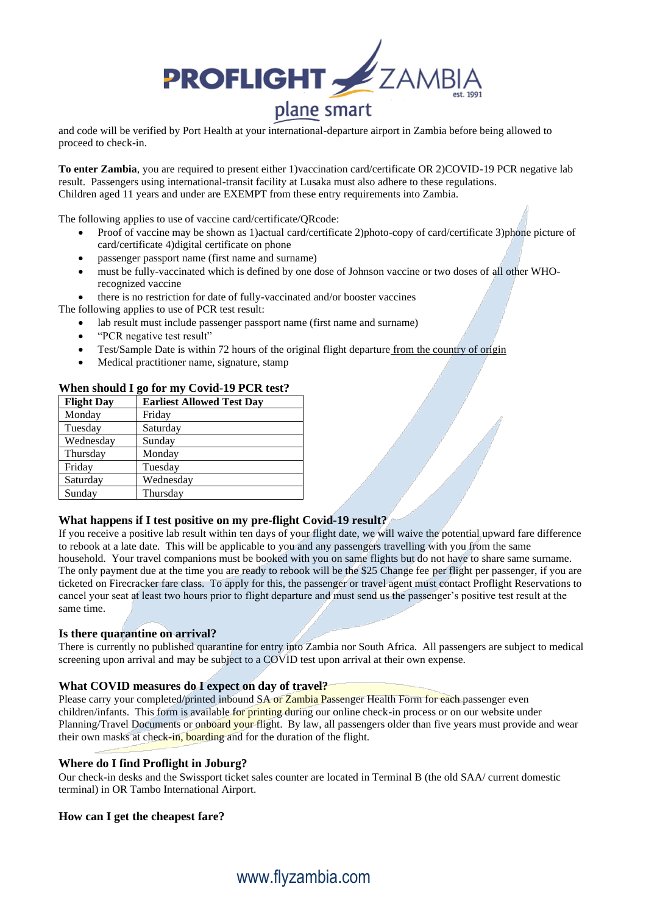and code will be verified by Port Health at your international-departure airport in Zambia before being allowed to proceed to check-in.

**To enter Zambia**, you are required to present either 1)vaccination card/certificate OR 2)COVID-19 PCR negative lab result. Passengers using international-transit facility at Lusaka must also adhere to these regulations. Children aged 11 years and under are EXEMPT from these entry requirements into Zambia.

The following applies to use of vaccine card/certificate/QRcode:

- Proof of vaccine may be shown as 1)actual card/certificate 2)photo-copy of card/certificate 3)phone picture of card/certificate 4)digital certificate on phone
- passenger passport name (first name and surname)
- must be fully-vaccinated which is defined by one dose of Johnson vaccine or two doses of all other WHO-recognized vaccine
- there is no restriction for date of fully-vaccinated and/or booster vaccines

The following applies to use of PCR test result:

- lab result must include passenger passport name (first name and surname)
- "PCR negative test result"
- Test/Sample Date is within 72 hours of the original flight departure from the country of origin
- Medical practitioner name, signature, stamp

### When should I go for my Covid-19 PCR test?

| Flight Day | Earliest Allowed Test Day |
|---|---|
| Monday | Friday |
| Tuesday | Saturday |
| Wednesday | Sunday |
| Thursday | Monday |
| Friday | Tuesday |
| Saturday | Wednesday |
| Sunday | Thursday |

### What happens if I test positive on my pre-flight Covid-19 result?

If you receive a positive lab result within ten days of your flight date, we will waive the potential upward fare difference to rebook at a late date. This will be applicable to you and any passengers travelling with you from the same household. Your travel companions must be booked with you on same flights but do not have to share same surname. The only payment due at the time you are ready to rebook will be the $25 Change fee per flight per passenger, if you are ticketed on Firecracker fare class. To apply for this, the passenger or travel agent must contact Proflight Reservations to cancel your seat at least two hours prior to flight departure and must send us the passenger's positive test result at the same time.

### Is there quarantine on arrival?

There is currently no published quarantine for entry into Zambia nor South Africa. All passengers are subject to medical screening upon arrival and may be subject to a COVID test upon arrival at their own expense.

### What COVID measures do I expect on day of travel?

Please carry your completed/printed inbound SA or Zambia Passenger Health Form for each passenger even children/infants. This form is available for printing during our online check-in process or on our website under Planning/Travel Documents or onboard your flight. By law, all passengers older than five years must provide and wear their own masks at check-in, boarding and for the duration of the flight.

### Where do I find Proflight in Joburg?

Our check-in desks and the Swissport ticket sales counter are located in Terminal B (the old SAA/ current domestic terminal) in OR Tambo International Airport.

### How can I get the cheapest fare?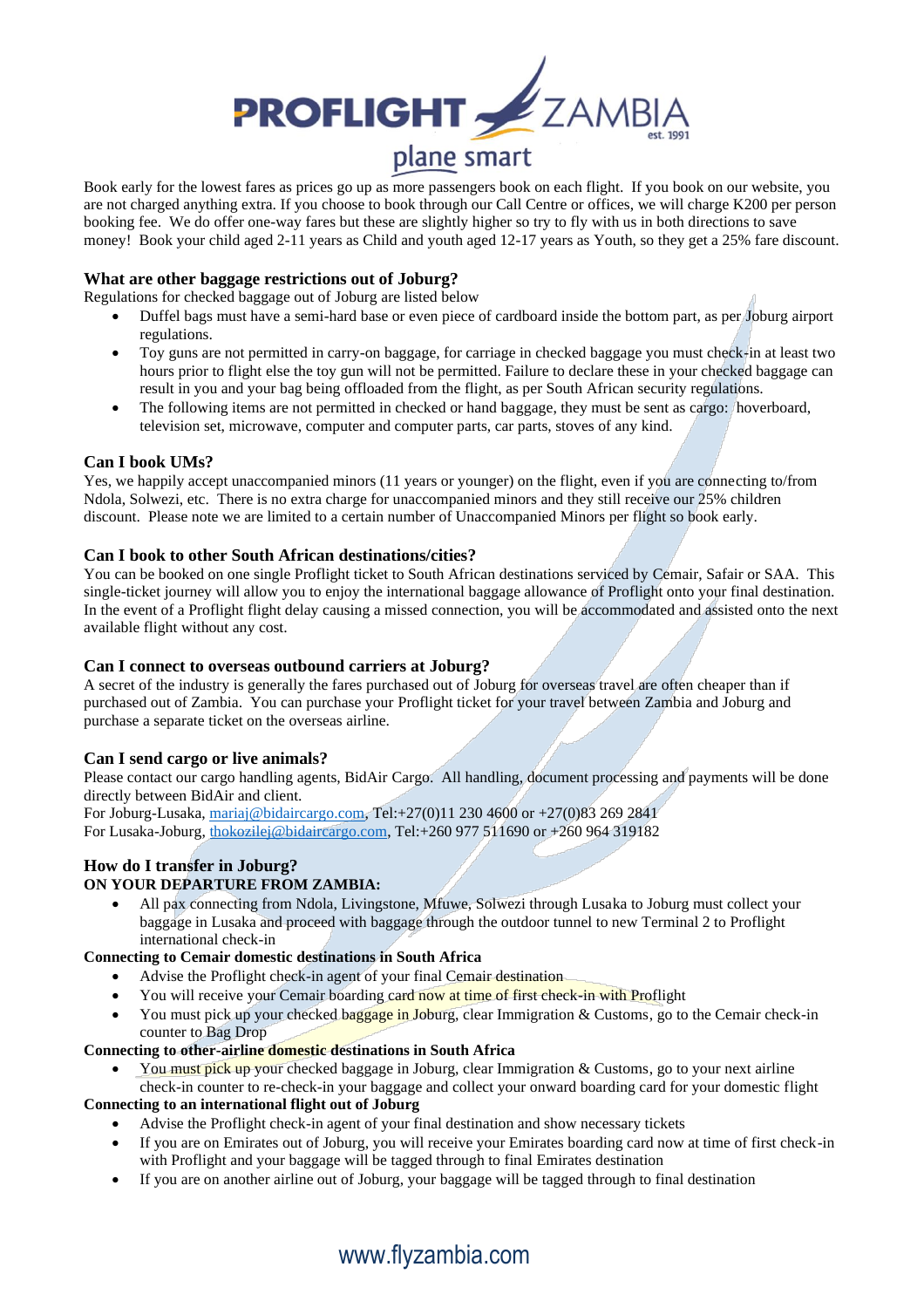Book early for the lowest fares as prices go up as more passengers book on each flight. If you book on our website, you are not charged anything extra. If you choose to book through our Call Centre or offices, we will charge K200 per person booking fee. We do offer one-way fares but these are slightly higher so try to fly with us in both directions to save money! Book your child aged 2-11 years as Child and youth aged 12-17 years as Youth, so they get a 25% fare discount.

### What are other baggage restrictions out of Joburg?

Regulations for checked baggage out of Joburg are listed below

- Duffel bags must have a semi-hard base or even piece of cardboard inside the bottom part, as per Joburg airport regulations.
- Toy guns are not permitted in carry-on baggage, for carriage in checked baggage you must check-in at least two hours prior to flight else the toy gun will not be permitted. Failure to declare these in your checked baggage can result in you and your bag being offloaded from the flight, as per South African security regulations.
- The following items are not permitted in checked or hand baggage, they must be sent as cargo: hoverboard, television set, microwave, computer and computer parts, car parts, stoves of any kind.

### Can I book UMs?

Yes, we happily accept unaccompanied minors (11 years or younger) on the flight, even if you are connecting to/from Ndola, Solwezi, etc. There is no extra charge for unaccompanied minors and they still receive our 25% children discount. Please note we are limited to a certain number of Unaccompanied Minors per flight so book early.

### Can I book to other South African destinations/cities?

You can be booked on one single Proflight ticket to South African destinations serviced by Cemair, Safair or SAA. This single-ticket journey will allow you to enjoy the international baggage allowance of Proflight onto your final destination. In the event of a Proflight flight delay causing a missed connection, you will be accommodated and assisted onto the next available flight without any cost.

### Can I connect to overseas outbound carriers at Joburg?

A secret of the industry is generally the fares purchased out of Joburg for overseas travel are often cheaper than if purchased out of Zambia. You can purchase your Proflight ticket for your travel between Zambia and Joburg and purchase a separate ticket on the overseas airline.

### Can I send cargo or live animals?

Please contact our cargo handling agents, BidAir Cargo. All handling, document processing and payments will be done directly between BidAir and client.

For Joburg-Lusaka, mariaj@bidaircargo.com, Tel:+27(0)11 230 4600 or +27(0)83 269 2841

For Lusaka-Joburg, thokozilej@bidaircargo.com, Tel:+260 977 511690 or +260 964 319182

### How do I transfer in Joburg?

**ON YOUR DEPARTURE FROM ZAMBIA:**

- All pax connecting from Ndola, Livingstone, Mfuwe, Solwezi through Lusaka to Joburg must collect your baggage in Lusaka and proceed with baggage through the outdoor tunnel to new Terminal 2 to Proflight international check-in

**Connecting to Cemair domestic destinations in South Africa**

- Advise the Proflight check-in agent of your final Cemair destination
- You will receive your Cemair boarding card now at time of first check-in with Proflight
- You must pick up your checked baggage in Joburg, clear Immigration & Customs, go to the Cemair check-in counter to Bag Drop

**Connecting to other-airline domestic destinations in South Africa**

- You must pick up your checked baggage in Joburg, clear Immigration & Customs, go to your next airline check-in counter to re-check-in your baggage and collect your onward boarding card for your domestic flight

**Connecting to an international flight out of Joburg**

- Advise the Proflight check-in agent of your final destination and show necessary tickets
- If you are on Emirates out of Joburg, you will receive your Emirates boarding card now at time of first check-in with Proflight and your baggage will be tagged through to final Emirates destination
- If you are on another airline out of Joburg, your baggage will be tagged through to final destination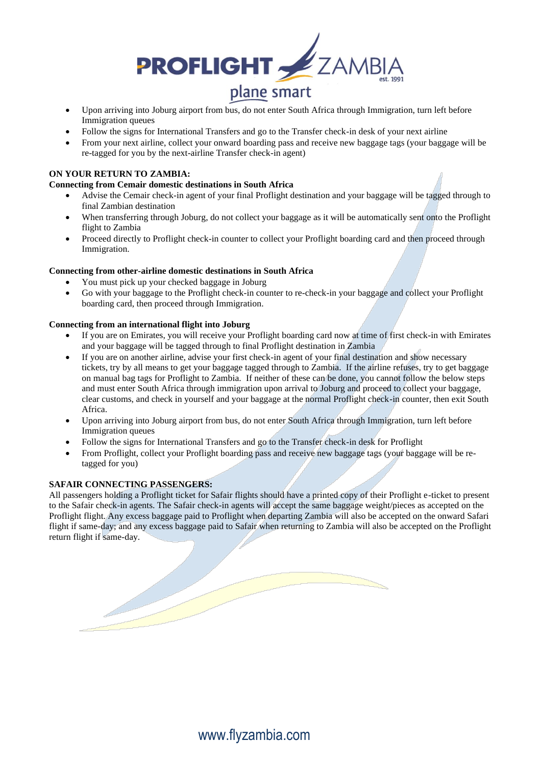- Upon arriving into Joburg airport from bus, do not enter South Africa through Immigration, turn left before Immigration queues
- Follow the signs for International Transfers and go to the Transfer check-in desk of your next airline
- From your next airline, collect your onward boarding pass and receive new baggage tags (your baggage will be re-tagged for you by the next-airline Transfer check-in agent)

**ON YOUR RETURN TO ZAMBIA:**

**Connecting from Cemair domestic destinations in South Africa**

- Advise the Cemair check-in agent of your final Proflight destination and your baggage will be tagged through to final Zambian destination
- When transferring through Joburg, do not collect your baggage as it will be automatically sent onto the Proflight flight to Zambia
- Proceed directly to Proflight check-in counter to collect your Proflight boarding card and then proceed through Immigration.

**Connecting from other-airline domestic destinations in South Africa**

- You must pick up your checked baggage in Joburg
- Go with your baggage to the Proflight check-in counter to re-check-in your baggage and collect your Proflight boarding card, then proceed through Immigration.

**Connecting from an international flight into Joburg**

- If you are on Emirates, you will receive your Proflight boarding card now at time of first check-in with Emirates and your baggage will be tagged through to final Proflight destination in Zambia
- If you are on another airline, advise your first check-in agent of your final destination and show necessary tickets, try by all means to get your baggage tagged through to Zambia. If the airline refuses, try to get baggage on manual bag tags for Proflight to Zambia. If neither of these can be done, you cannot follow the below steps and must enter South Africa through immigration upon arrival to Joburg and proceed to collect your baggage, clear customs, and check in yourself and your baggage at the normal Proflight check-in counter, then exit South Africa.
- Upon arriving into Joburg airport from bus, do not enter South Africa through Immigration, turn left before Immigration queues
- Follow the signs for International Transfers and go to the Transfer check-in desk for Proflight
- From Proflight, collect your Proflight boarding pass and receive new baggage tags (your baggage will be re-tagged for you)

**SAFAIR CONNECTING PASSENGERS:**

All passengers holding a Proflight ticket for Safair flights should have a printed copy of their Proflight e-ticket to present to the Safair check-in agents. The Safair check-in agents will accept the same baggage weight/pieces as accepted on the Proflight flight. Any excess baggage paid to Proflight when departing Zambia will also be accepted on the onward Safari flight if same-day; and any excess baggage paid to Safair when returning to Zambia will also be accepted on the Proflight return flight if same-day.